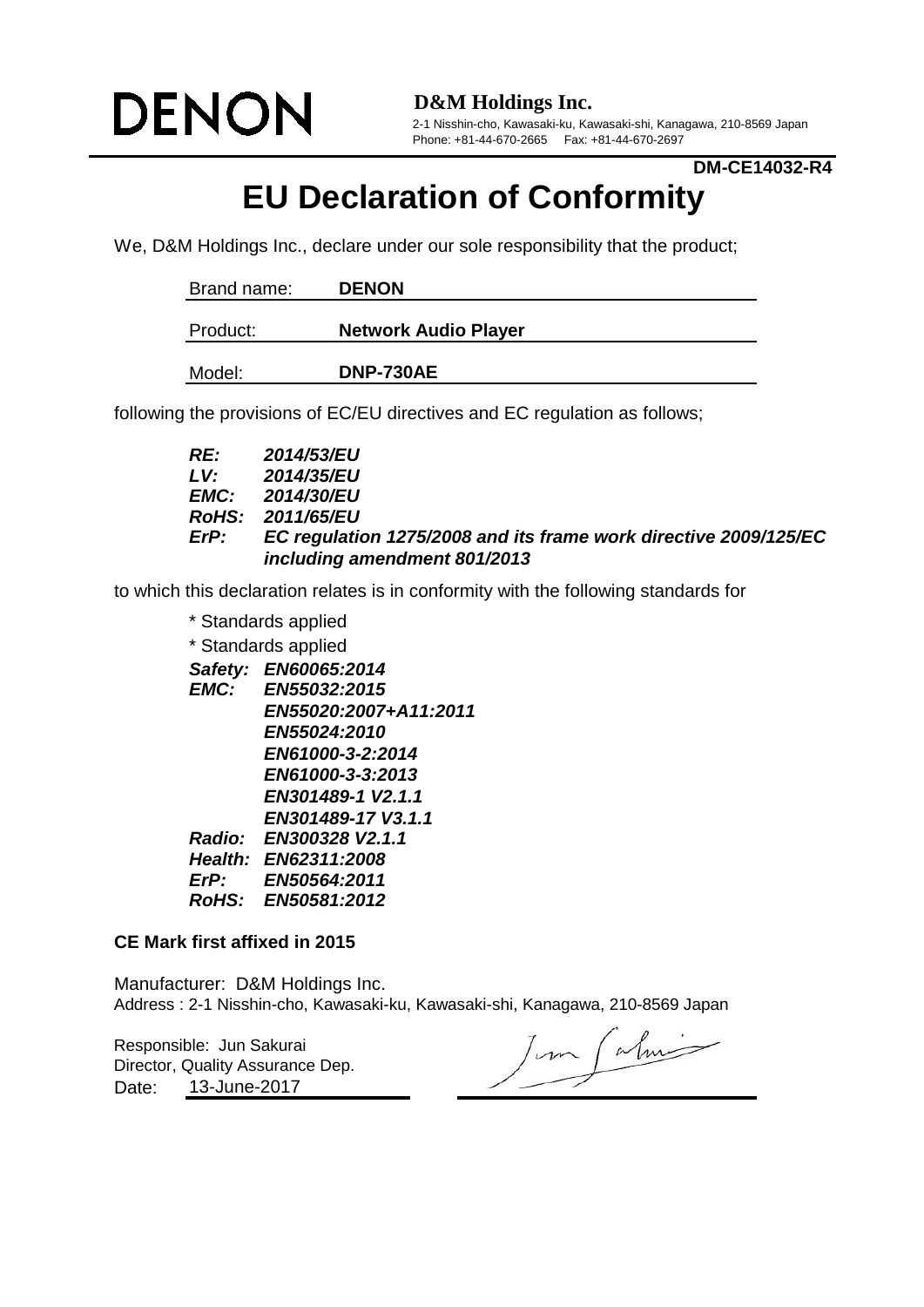DENON

**D&M Holdings Inc.**
2-1 Nisshin-cho, Kawasaki-ku, Kawasaki-shi, Kanagawa, 210-8569 Japan
Phone: +81-44-670-2665 Fax: +81-44-670-2697

**DM-CE14032-R4**

# EU Declaration of Conformity

We, D&M Holdings Inc., declare under our sole responsibility that the product;

| | |
|---|---|
| Brand name: | **DENON** |
| Product: | **Network Audio Player** |
| Model: | **DNP-730AE** |

following the provisions of EC/EU directives and EC regulation as follows;

***RE:*** ***2014/53/EU***
***LV:*** ***2014/35/EU***
***EMC:*** ***2014/30/EU***
***RoHS:*** ***2011/65/EU***
***ErP:*** ***EC regulation 1275/2008 and its frame work directive 2009/125/EC including amendment 801/2013***

to which this declaration relates is in conformity with the following standards for

* Standards applied
* Standards applied

***Safety:*** ***EN60065:2014***
***EMC:*** ***EN55032:2015***
***EN55020:2007+A11:2011***
***EN55024:2010***
***EN61000-3-2:2014***
***EN61000-3-3:2013***
***EN301489-1 V2.1.1***
***EN301489-17 V3.1.1***
***Radio:*** ***EN300328 V2.1.1***
***Health:*** ***EN62311:2008***
***ErP:*** ***EN50564:2011***
***RoHS:*** ***EN50581:2012***

**CE Mark first affixed in 2015**

Manufacturer: D&M Holdings Inc.
Address : 2-1 Nisshin-cho, Kawasaki-ku, Kawasaki-shi, Kanagawa, 210-8569 Japan

Responsible: Jun Sakurai
Director, Quality Assurance Dep.
Date: 13-June-2017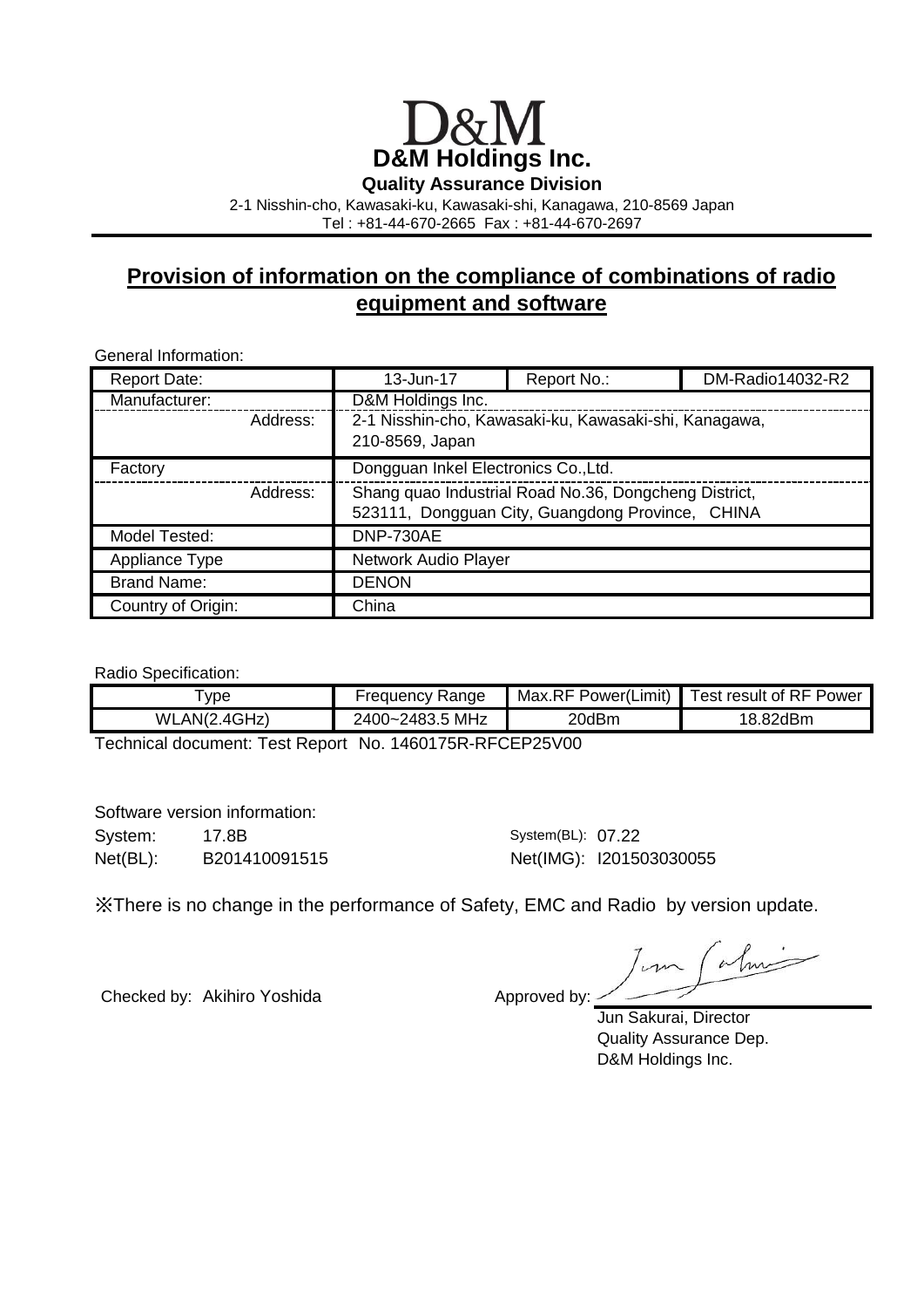D&M

**D&M Holdings Inc.**

**Quality Assurance Division**

2-1 Nisshin-cho, Kawasaki-ku, Kawasaki-shi, Kanagawa, 210-8569 Japan
Tel : +81-44-670-2665 Fax : +81-44-670-2697

## Provision of information on the compliance of combinations of radio equipment and software

General Information:

| | | | |
|---|---|---|---|
| Report Date: | 13-Jun-17 | Report No.: | DM-Radio14032-R2 |
| Manufacturer: | D&M Holdings Inc. | | |
| Address: | 2-1 Nisshin-cho, Kawasaki-ku, Kawasaki-shi, Kanagawa, 210-8569, Japan | | |
| Factory | Dongguan Inkel Electronics Co.,Ltd. | | |
| Address: | Shang quao Industrial Road No.36, Dongcheng District, 523111, Dongguan City, Guangdong Province, CHINA | | |
| Model Tested: | DNP-730AE | | |
| Appliance Type | Network Audio Player | | |
| Brand Name: | DENON | | |
| Country of Origin: | China | | |

Radio Specification:

| Type | Frequency Range | Max.RF Power(Limit) | Test result of RF Power |
|---|---|---|---|
| WLAN(2.4GHz) | 2400~2483.5 MHz | 20dBm | 18.82dBm |

Technical document: Test Report No. 1460175R-RFCEP25V00

Software version information:

| | | | |
|---|---|---|---|
| System: | 17.8B | System(BL): | 07.22 |
| Net(BL): | B201410091515 | Net(IMG): | I201503030055 |

※There is no change in the performance of Safety, EMC and Radio by version update.

Checked by: Akihiro Yoshida

Approved by:

Jun Sakurai, Director
Quality Assurance Dep.
D&M Holdings Inc.